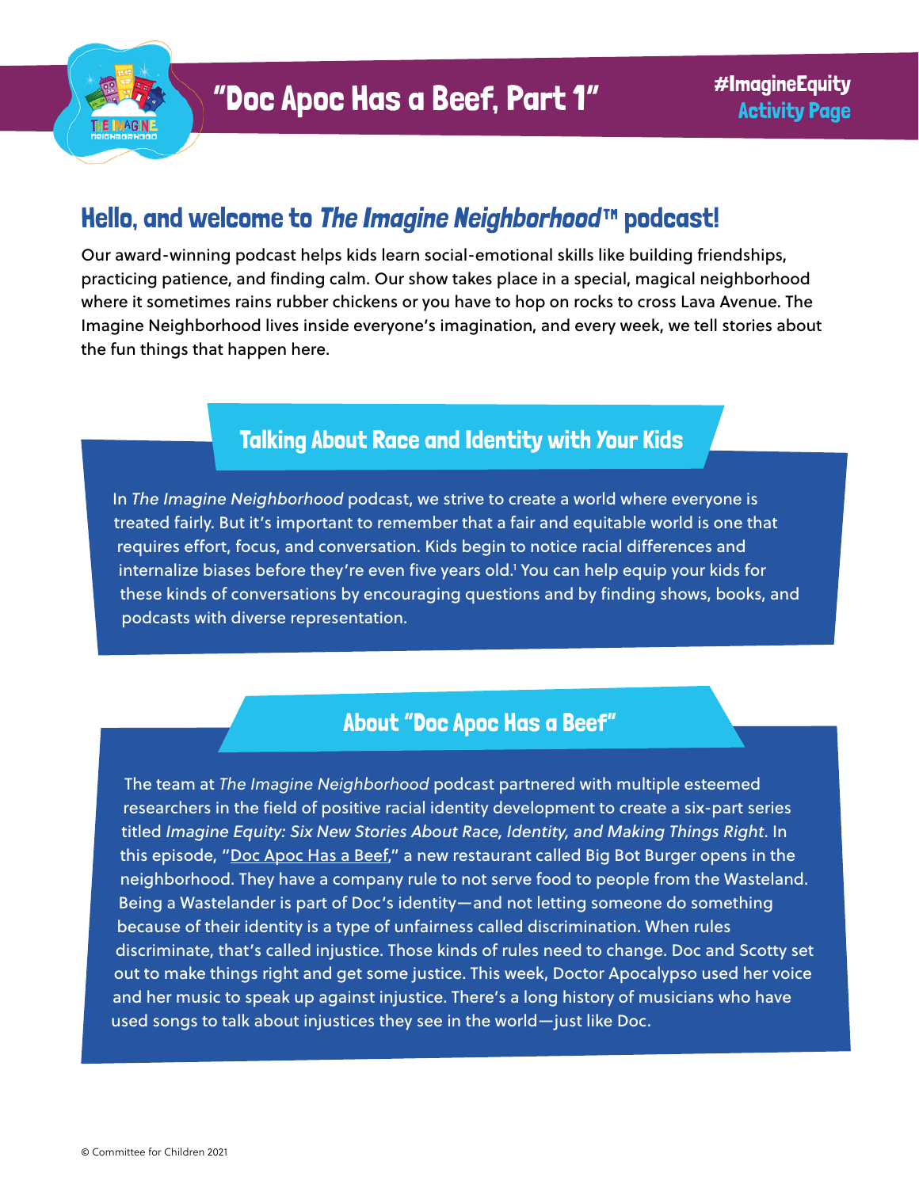# "Doc Apoc Has a Beef, Part 1"

#ImagineEquity **Activity Page**

## Hello, and welcome to *The Imagine Neighborhood*™ podcast!

Our award-winning podcast helps kids learn social-emotional skills like building friendships, practicing patience, and finding calm. Our show takes place in a special, magical neighborhood where it sometimes rains rubber chickens or you have to hop on rocks to cross Lava Avenue. The Imagine Neighborhood lives inside everyone's imagination, and every week, we tell stories about the fun things that happen here.

### Talking About Race and Identity with *Your* Kids

In *The Imagine Neighborhood* podcast, we strive to create a world where everyone is treated fairly. But it's important to remember that a fair and equitable world is one that requires effort, focus, and conversation. Kids begin to notice racial differences and internalize biases before they're even five years old.[1] You can help equip your kids for these kinds of conversations by encouraging questions and by finding shows, books, and podcasts with diverse representation.

### About "Doc Apoc Has a Beef"

The team at *The Imagine Neighborhood* podcast partnered with multiple esteemed researchers in the field of positive racial identity development to create a six-part series titled *Imagine Equity: Six New Stories About Race, Identity, and Making Things Right*. In this episode, "Doc Apoc Has a Beef," a new restaurant called Big Bot Burger opens in the neighborhood. They have a company rule to not serve food to people from the Wasteland. Being a Wastelander is part of Doc's identity—and not letting someone do something because of their identity is a type of unfairness called discrimination. When rules discriminate, that's called injustice. Those kinds of rules need to change. Doc and Scotty set out to make things right and get some justice. This week, Doctor Apocalypso used her voice and her music to speak up against injustice. There's a long history of musicians who have used songs to talk about injustices they see in the world—just like Doc.

© Committee for Children 2021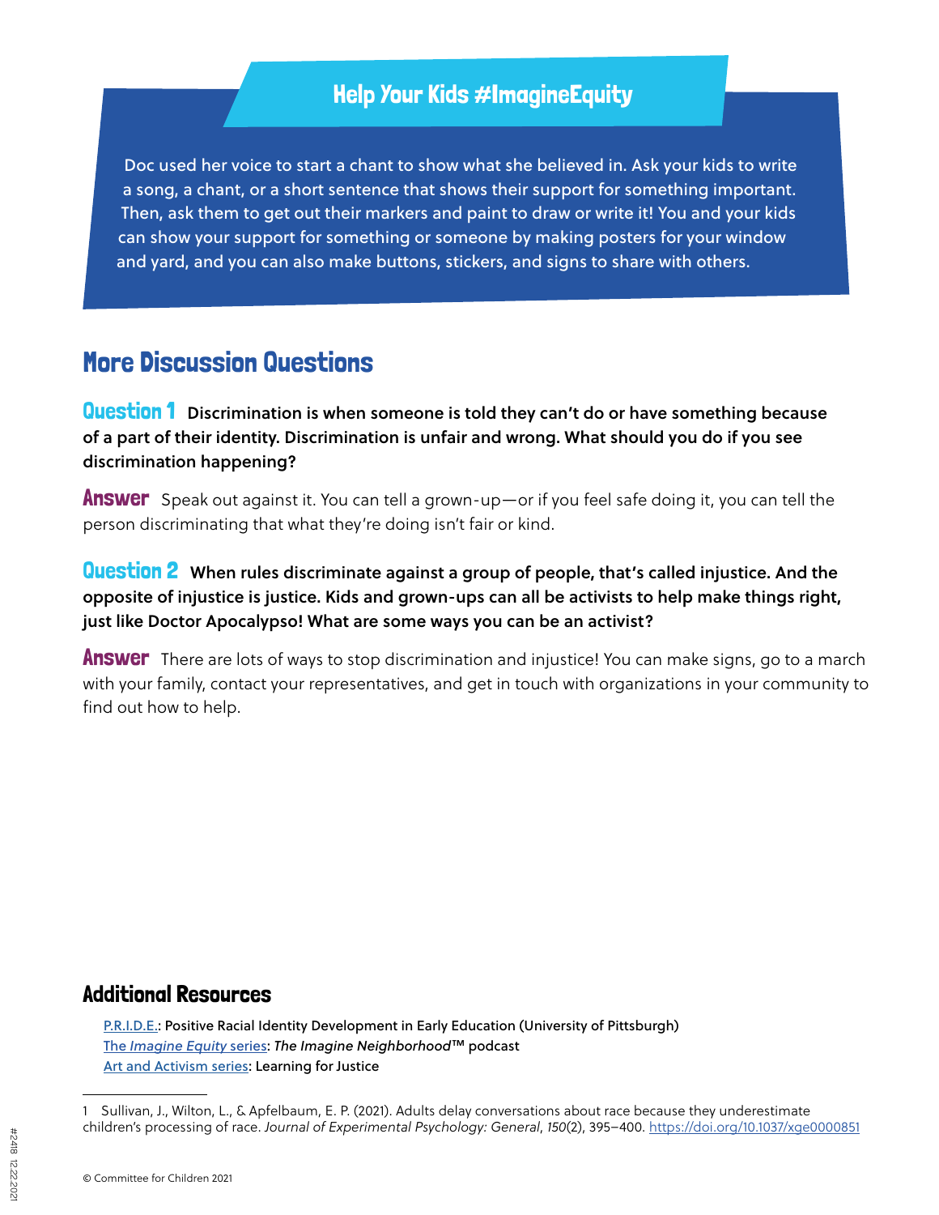## Help Your Kids #ImagineEquity

Doc used her voice to start a chant to show what she believed in. Ask your kids to write a song, a chant, or a short sentence that shows their support for something important. Then, ask them to get out their markers and paint to draw or write it! You and your kids can show your support for something or someone by making posters for your window and yard, and you can also make buttons, stickers, and signs to share with others.

## More Discussion Questions

**Question 1** **Discrimination is when someone is told they can't do or have something because of a part of their identity. Discrimination is unfair and wrong. What should you do if you see discrimination happening?**

**Answer** Speak out against it. You can tell a grown-up—or if you feel safe doing it, you can tell the person discriminating that what they're doing isn't fair or kind.

**Question 2** **When rules discriminate against a group of people, that's called injustice. And the opposite of injustice is justice. Kids and grown-ups can all be activists to help make things right, just like Doctor Apocalypso! What are some ways you can be an activist?**

**Answer** There are lots of ways to stop discrimination and injustice! You can make signs, go to a march with your family, contact your representatives, and get in touch with organizations in your community to find out how to help.

## Additional Resources

P.R.I.D.E.: Positive Racial Identity Development in Early Education (University of Pittsburgh)
The *Imagine Equity* series: *The Imagine Neighborhood*™ podcast
Art and Activism series: Learning for Justice

1 Sullivan, J., Wilton, L., & Apfelbaum, E. P. (2021). Adults delay conversations about race because they underestimate children's processing of race. *Journal of Experimental Psychology: General*, *150*(2), 395–400. https://doi.org/10.1037/xge0000851

© Committee for Children 2021

#2418 12.22.2021